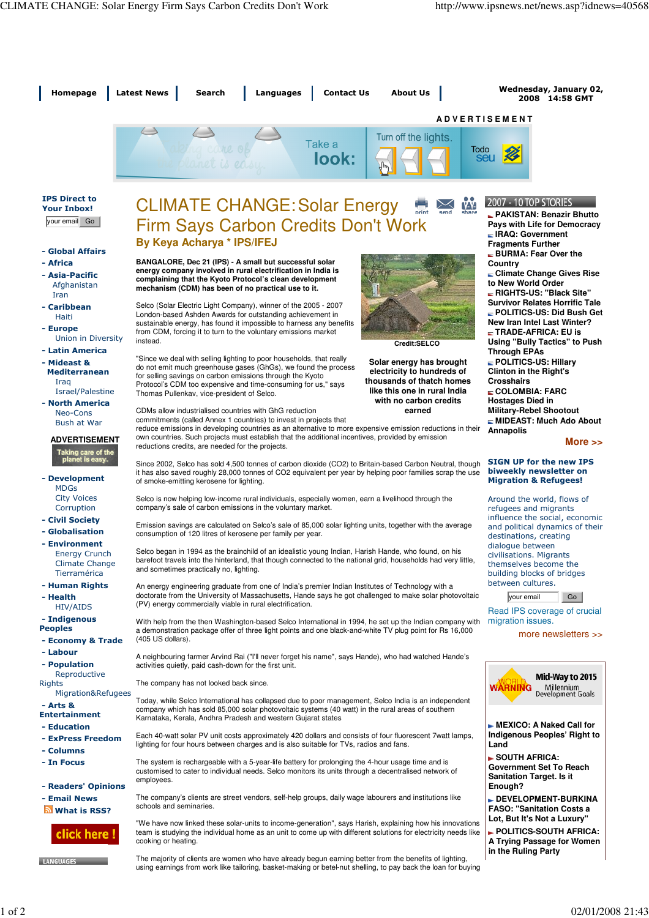# CLIMATE CHANGE: Solar Energy Firm Says Carbon Credits Don't Work

**By Keya Acharya * IPS/IFEJ**

**BANGALORE, Dec 21 (IPS) - A small but successful solar energy company involved in rural electrification in India is complaining that the Kyoto Protocol's clean development mechanism (CDM) has been of no practical use to it.**

Selco (Solar Electric Light Company), winner of the 2005 - 2007 London-based Ashden Awards for outstanding achievement in sustainable energy, has found it impossible to harness any benefits from CDM, forcing it to turn to the voluntary emissions market instead.

Credit:SELCO

**Solar energy has brought electricity to hundreds of thousands of thatch homes like this one in rural India with no carbon credits earned**

"Since we deal with selling lighting to poor households, that really do not emit much greenhouse gases (GhGs), we found the process for selling savings on carbon emissions through the Kyoto Protocol's CDM too expensive and time-consuming for us," says Thomas Pullenkav, vice-president of Selco.

CDMs allow industrialised countries with GhG reduction commitments (called Annex 1 countries) to invest in projects that reduce emissions in developing countries as an alternative to more expensive emission reductions in their own countries. Such projects must establish that the additional incentives, provided by emission reductions credits, are needed for the projects.

Since 2002, Selco has sold 4,500 tonnes of carbon dioxide ($CO_2$) to Britain-based Carbon Neutral, though it has also saved roughly 28,000 tonnes of $CO_2$ equivalent per year by helping poor families scrap the use of smoke-emitting kerosene for lighting.

Selco is now helping low-income rural individuals, especially women, earn a livelihood through the company's sale of carbon emissions in the voluntary market.

Emission savings are calculated on Selco's sale of 85,000 solar lighting units, together with the average consumption of 120 litres of kerosene per family per year.

Selco began in 1994 as the brainchild of an idealistic young Indian, Harish Hande, who found, on his barefoot travels into the hinterland, that though connected to the national grid, households had very little, and sometimes practically no, lighting.

An energy engineering graduate from one of India's premier Indian Institutes of Technology with a doctorate from the University of Massachusetts, Hande says he got challenged to make solar photovoltaic (PV) energy commercially viable in rural electrification.

With help from the then Washington-based Selco International in 1994, he set up the Indian company with a demonstration package offer of three light points and one black-and-white TV plug point for Rs 16,000 (405 US dollars).

A neighbouring farmer Arvind Rai ("I'll never forget his name", says Hande), who had watched Hande's activities quietly, paid cash-down for the first unit.

The company has not looked back since.

Today, while Selco International has collapsed due to poor management, Selco India is an independent company which has sold 85,000 solar photovoltaic systems (40 watt) in the rural areas of southern Karnataka, Kerala, Andhra Pradesh and western Gujarat states

Each 40-watt solar PV unit costs approximately 420 dollars and consists of four fluorescent 7watt lamps, lighting for four hours between charges and is also suitable for TVs, radios and fans.

The system is rechargeable with a 5-year-life battery for prolonging the 4-hour usage time and is customised to cater to individual needs. Selco monitors its units through a decentralised network of employees.

The company's clients are street vendors, self-help groups, daily wage labourers and institutions like schools and seminaries.

"We have now linked these solar-units to income-generation", says Harish, explaining how his innovations team is studying the individual home as an unit to come up with different solutions for electricity needs like cooking or heating.

The majority of clients are women who have already begun earning better from the benefits of lighting, using earnings from work like tailoring, basket-making or betel-nut shelling, to pay back the loan for buying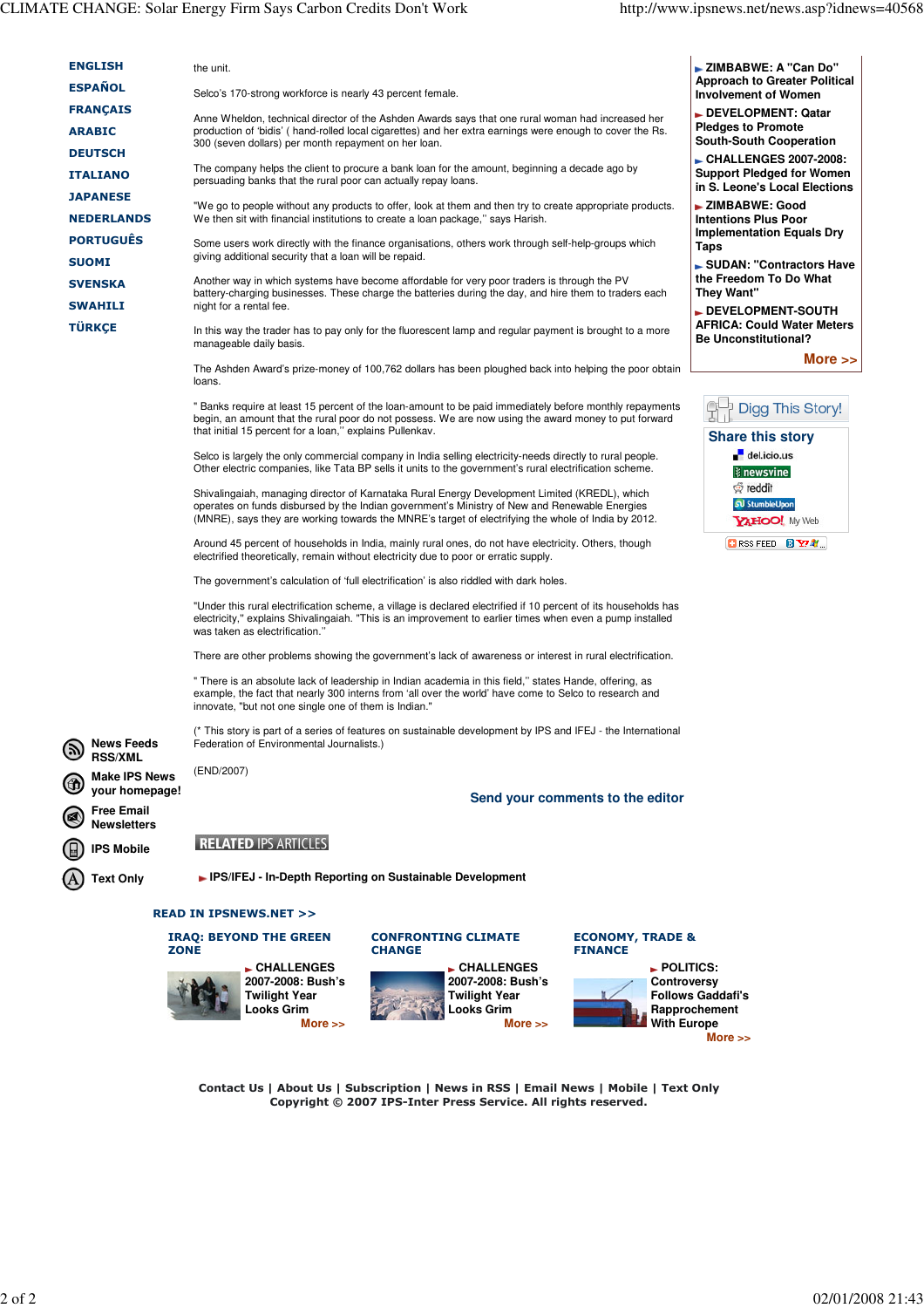ENGLISH
ESPAÑOL
FRANÇAIS
ARABIC
DEUTSCH
ITALIANO
JAPANESE
NEDERLANDS
PORTUGUÊS
SUOMI
SVENSKA
SWAHILI
TÜRKÇE

the unit.

Selco's 170-strong workforce is nearly 43 percent female.

Anne Wheldon, technical director of the Ashden Awards says that one rural woman had increased her production of 'bidis' ( hand-rolled local cigarettes) and her extra earnings were enough to cover the Rs. 300 (seven dollars) per month repayment on her loan.

The company helps the client to procure a bank loan for the amount, beginning a decade ago by persuading banks that the rural poor can actually repay loans.

"We go to people without any products to offer, look at them and then try to create appropriate products. We then sit with financial institutions to create a loan package,'' says Harish.

Some users work directly with the finance organisations, others work through self-help-groups which giving additional security that a loan will be repaid.

Another way in which systems have become affordable for very poor traders is through the PV battery-charging businesses. These charge the batteries during the day, and hire them to traders each night for a rental fee.

In this way the trader has to pay only for the fluorescent lamp and regular payment is brought to a more manageable daily basis.

The Ashden Award's prize-money of 100,762 dollars has been ploughed back into helping the poor obtain loans.

" Banks require at least 15 percent of the loan-amount to be paid immediately before monthly repayments begin, an amount that the rural poor do not possess. We are now using the award money to put forward that initial 15 percent for a loan,'' explains Pullenkav.

Selco is largely the only commercial company in India selling electricity-needs directly to rural people. Other electric companies, like Tata BP sells it units to the government's rural electrification scheme.

Shivalingaiah, managing director of Karnataka Rural Energy Development Limited (KREDL), which operates on funds disbursed by the Indian government's Ministry of New and Renewable Energies (MNRE), says they are working towards the MNRE's target of electrifying the whole of India by 2012.

Around 45 percent of households in India, mainly rural ones, do not have electricity. Others, though electrified theoretically, remain without electricity due to poor or erratic supply.

The government's calculation of 'full electrification' is also riddled with dark holes.

"Under this rural electrification scheme, a village is declared electrified if 10 percent of its households has electricity," explains Shivalingaiah. "This is an improvement to earlier times when even a pump installed was taken as electrification.''

There are other problems showing the government's lack of awareness or interest in rural electrification.

" There is an absolute lack of leadership in Indian academia in this field,'' states Hande, offering, as example, the fact that nearly 300 interns from 'all over the world' have come to Selco to research and innovate, "but not one single one of them is Indian."

(* This story is part of a series of features on sustainable development by IPS and IFEJ - the International Federation of Environmental Journalists.)

(END/2007)

Send your comments to the editor

**RELATED IPS ARTICLES**

- IPS/IFEJ - In-Depth Reporting on Sustainable Development

- ZIMBABWE: A "Can Do" Approach to Greater Political Involvement of Women
- DEVELOPMENT: Qatar Pledges to Promote South-South Cooperation
- CHALLENGES 2007-2008: Support Pledged for Women in S. Leone's Local Elections
- ZIMBABWE: Good Intentions Plus Poor Implementation Equals Dry Taps
- SUDAN: "Contractors Have the Freedom To Do What They Want"
- DEVELOPMENT-SOUTH AFRICA: Could Water Meters Be Unconstitutional?

More >>

Digg This Story!

Share this story
del.icio.us
newsvine
reddit
StumbleUpon
YAHOO! My Web

RSS FEED

News Feeds RSS/XML
Make IPS News your homepage!
Free Email Newsletters
IPS Mobile
Text Only

**READ IN IPSNEWS.NET >>**

**IRAQ: BEYOND THE GREEN ZONE**
- CHALLENGES 2007-2008: Bush's Twilight Year Looks Grim

More >>

**CONFRONTING CLIMATE CHANGE**
- CHALLENGES 2007-2008: Bush's Twilight Year Looks Grim

More >>

**ECONOMY, TRADE & FINANCE**
- POLITICS: Controversy Follows Gaddafi's Rapprochement With Europe

More >>

Contact Us | About Us | Subscription | News in RSS | Email News | Mobile | Text Only
Copyright © 2007 IPS-Inter Press Service. All rights reserved.